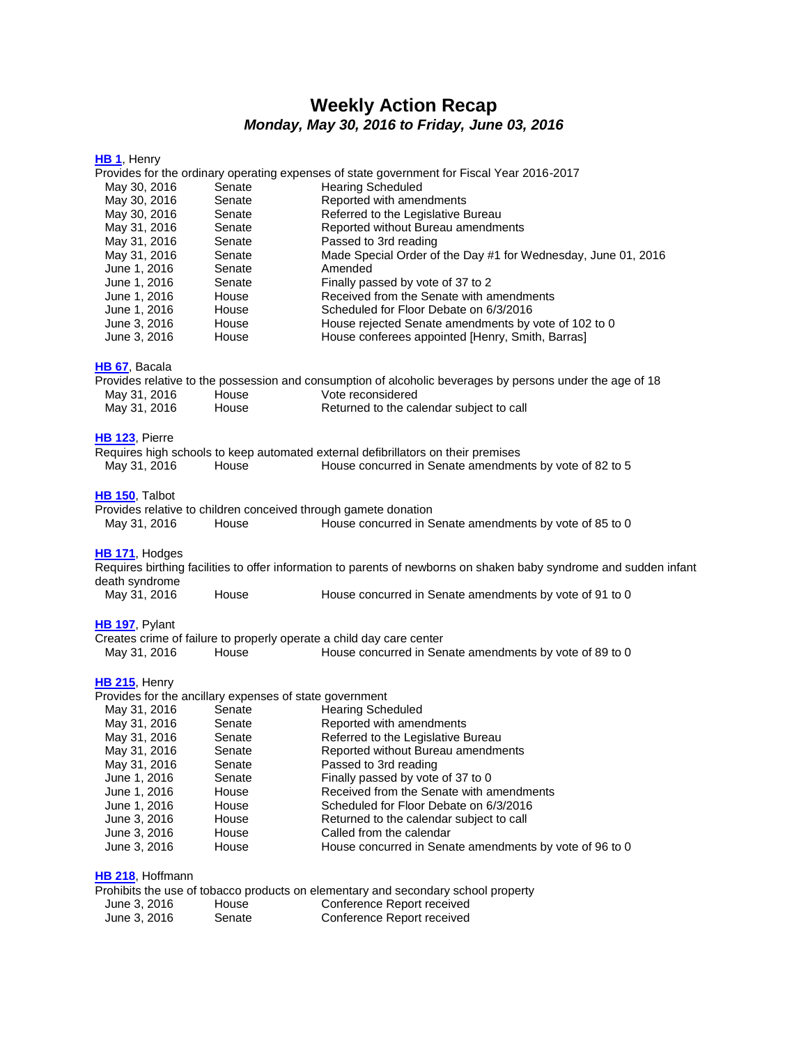# Weekly Action Recap

***Monday, May 30, 2016 to Friday, June 03, 2016***

**HB 1**, Henry

Provides for the ordinary operating expenses of state government for Fiscal Year 2016-2017

| | | |
|---|---|---|
| May 30, 2016 | Senate | Hearing Scheduled |
| May 30, 2016 | Senate | Reported with amendments |
| May 30, 2016 | Senate | Referred to the Legislative Bureau |
| May 31, 2016 | Senate | Reported without Bureau amendments |
| May 31, 2016 | Senate | Passed to 3rd reading |
| May 31, 2016 | Senate | Made Special Order of the Day #1 for Wednesday, June 01, 2016 |
| June 1, 2016 | Senate | Amended |
| June 1, 2016 | Senate | Finally passed by vote of 37 to 2 |
| June 1, 2016 | House | Received from the Senate with amendments |
| June 1, 2016 | House | Scheduled for Floor Debate on 6/3/2016 |
| June 3, 2016 | House | House rejected Senate amendments by vote of 102 to 0 |
| June 3, 2016 | House | House conferees appointed [Henry, Smith, Barras] |

**HB 67**, Bacala

Provides relative to the possession and consumption of alcoholic beverages by persons under the age of 18

| | | |
|---|---|---|
| May 31, 2016 | House | Vote reconsidered |
| May 31, 2016 | House | Returned to the calendar subject to call |

**HB 123**, Pierre

Requires high schools to keep automated external defibrillators on their premises

| | | |
|---|---|---|
| May 31, 2016 | House | House concurred in Senate amendments by vote of 82 to 5 |

**HB 150**, Talbot

Provides relative to children conceived through gamete donation

| | | |
|---|---|---|
| May 31, 2016 | House | House concurred in Senate amendments by vote of 85 to 0 |

**HB 171**, Hodges

Requires birthing facilities to offer information to parents of newborns on shaken baby syndrome and sudden infant death syndrome

| | | |
|---|---|---|
| May 31, 2016 | House | House concurred in Senate amendments by vote of 91 to 0 |

**HB 197**, Pylant

Creates crime of failure to properly operate a child day care center

| | | |
|---|---|---|
| May 31, 2016 | House | House concurred in Senate amendments by vote of 89 to 0 |

**HB 215**, Henry

Provides for the ancillary expenses of state government

| | | |
|---|---|---|
| May 31, 2016 | Senate | Hearing Scheduled |
| May 31, 2016 | Senate | Reported with amendments |
| May 31, 2016 | Senate | Referred to the Legislative Bureau |
| May 31, 2016 | Senate | Reported without Bureau amendments |
| May 31, 2016 | Senate | Passed to 3rd reading |
| June 1, 2016 | Senate | Finally passed by vote of 37 to 0 |
| June 1, 2016 | House | Received from the Senate with amendments |
| June 1, 2016 | House | Scheduled for Floor Debate on 6/3/2016 |
| June 3, 2016 | House | Returned to the calendar subject to call |
| June 3, 2016 | House | Called from the calendar |
| June 3, 2016 | House | House concurred in Senate amendments by vote of 96 to 0 |

**HB 218**, Hoffmann

Prohibits the use of tobacco products on elementary and secondary school property

| | | |
|---|---|---|
| June 3, 2016 | House | Conference Report received |
| June 3, 2016 | Senate | Conference Report received |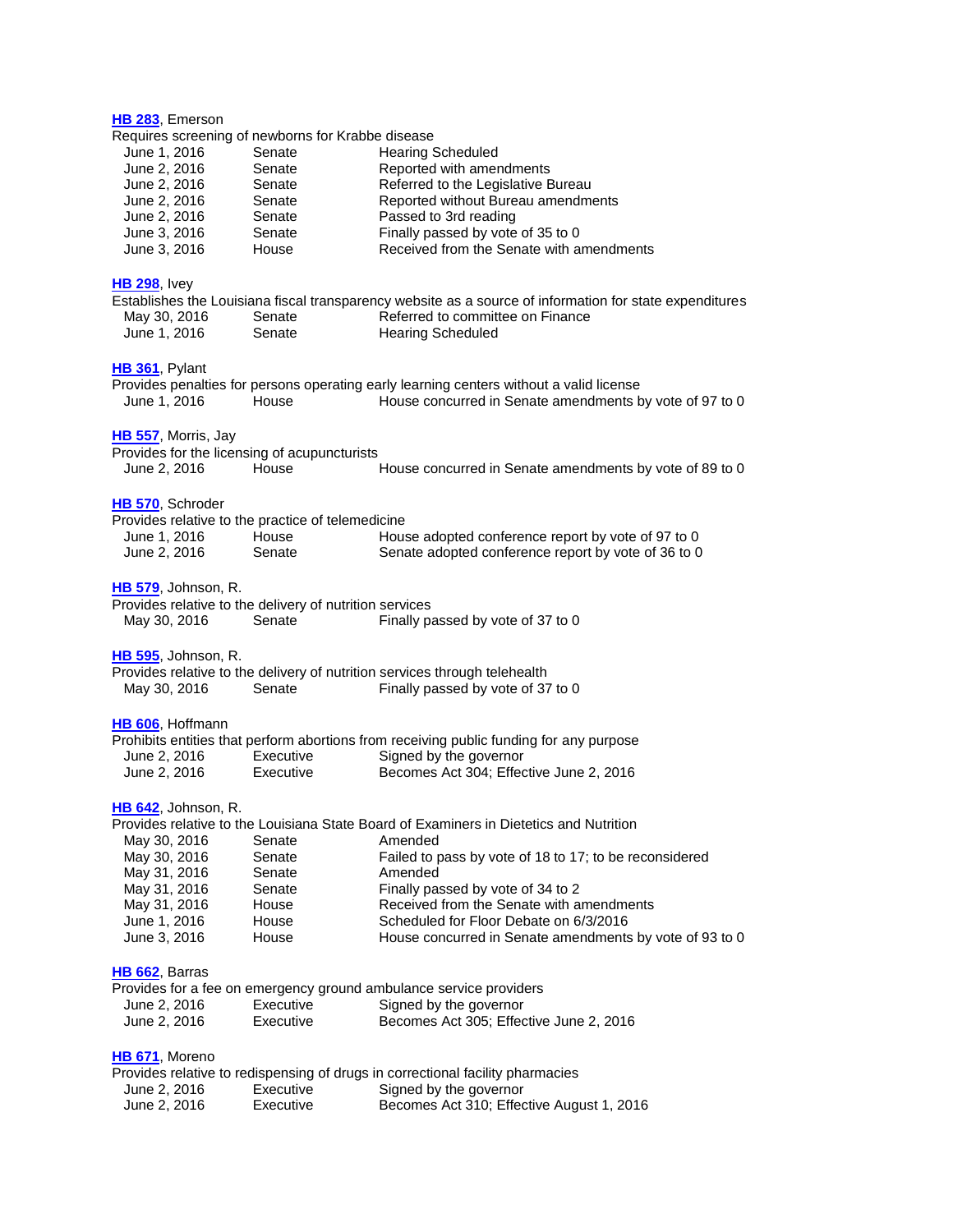**HB 283**, Emerson

Requires screening of newborns for Krabbe disease

| | | |
|---|---|---|
| June 1, 2016 | Senate | Hearing Scheduled |
| June 2, 2016 | Senate | Reported with amendments |
| June 2, 2016 | Senate | Referred to the Legislative Bureau |
| June 2, 2016 | Senate | Reported without Bureau amendments |
| June 2, 2016 | Senate | Passed to 3rd reading |
| June 3, 2016 | Senate | Finally passed by vote of 35 to 0 |
| June 3, 2016 | House | Received from the Senate with amendments |

**HB 298**, Ivey

Establishes the Louisiana fiscal transparency website as a source of information for state expenditures

| | | |
|---|---|---|
| May 30, 2016 | Senate | Referred to committee on Finance |
| June 1, 2016 | Senate | Hearing Scheduled |

**HB 361**, Pylant

Provides penalties for persons operating early learning centers without a valid license

| | | |
|---|---|---|
| June 1, 2016 | House | House concurred in Senate amendments by vote of 97 to 0 |

**HB 557**, Morris, Jay

Provides for the licensing of acupuncturists

| | | |
|---|---|---|
| June 2, 2016 | House | House concurred in Senate amendments by vote of 89 to 0 |

**HB 570**, Schroder

Provides relative to the practice of telemedicine

| | | |
|---|---|---|
| June 1, 2016 | House | House adopted conference report by vote of 97 to 0 |
| June 2, 2016 | Senate | Senate adopted conference report by vote of 36 to 0 |

**HB 579**, Johnson, R.

Provides relative to the delivery of nutrition services

| | | |
|---|---|---|
| May 30, 2016 | Senate | Finally passed by vote of 37 to 0 |

**HB 595**, Johnson, R.

Provides relative to the delivery of nutrition services through telehealth

| | | |
|---|---|---|
| May 30, 2016 | Senate | Finally passed by vote of 37 to 0 |

**HB 606**, Hoffmann

Prohibits entities that perform abortions from receiving public funding for any purpose

| | | |
|---|---|---|
| June 2, 2016 | Executive | Signed by the governor |
| June 2, 2016 | Executive | Becomes Act 304; Effective June 2, 2016 |

**HB 642**, Johnson, R.

Provides relative to the Louisiana State Board of Examiners in Dietetics and Nutrition

| | | |
|---|---|---|
| May 30, 2016 | Senate | Amended |
| May 30, 2016 | Senate | Failed to pass by vote of 18 to 17; to be reconsidered |
| May 31, 2016 | Senate | Amended |
| May 31, 2016 | Senate | Finally passed by vote of 34 to 2 |
| May 31, 2016 | House | Received from the Senate with amendments |
| June 1, 2016 | House | Scheduled for Floor Debate on 6/3/2016 |
| June 3, 2016 | House | House concurred in Senate amendments by vote of 93 to 0 |

**HB 662**, Barras

Provides for a fee on emergency ground ambulance service providers

| | | |
|---|---|---|
| June 2, 2016 | Executive | Signed by the governor |
| June 2, 2016 | Executive | Becomes Act 305; Effective June 2, 2016 |

**HB 671**, Moreno

Provides relative to redispensing of drugs in correctional facility pharmacies

| | | |
|---|---|---|
| June 2, 2016 | Executive | Signed by the governor |
| June 2, 2016 | Executive | Becomes Act 310; Effective August 1, 2016 |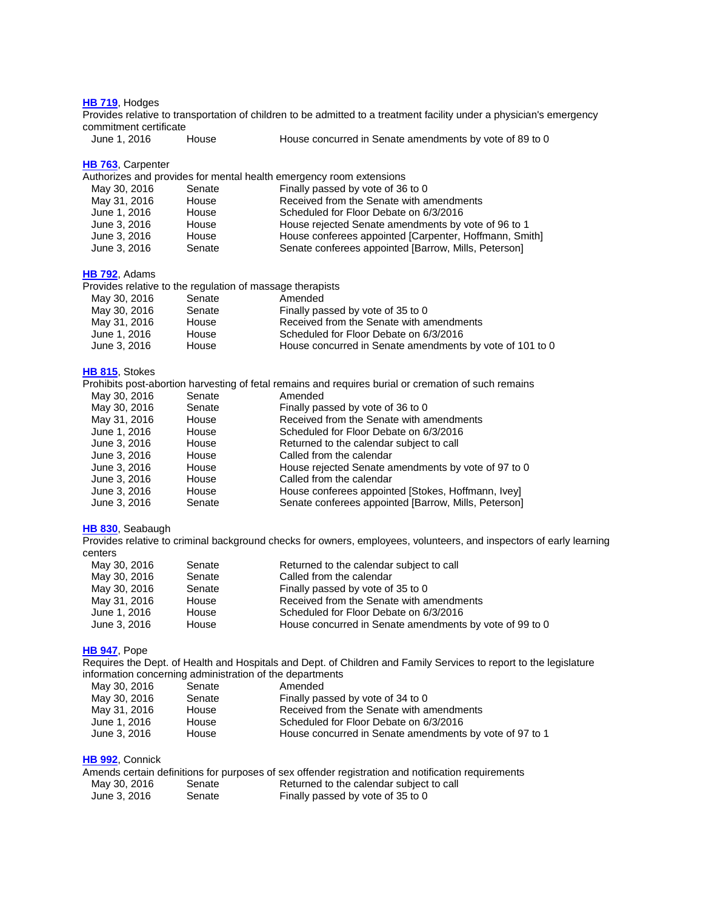**HB 719**, Hodges
Provides relative to transportation of children to be admitted to a treatment facility under a physician's emergency commitment certificate

| | | |
|---|---|---|
| June 1, 2016 | House | House concurred in Senate amendments by vote of 89 to 0 |

**HB 763**, Carpenter
Authorizes and provides for mental health emergency room extensions

| | | |
|---|---|---|
| May 30, 2016 | Senate | Finally passed by vote of 36 to 0 |
| May 31, 2016 | House | Received from the Senate with amendments |
| June 1, 2016 | House | Scheduled for Floor Debate on 6/3/2016 |
| June 3, 2016 | House | House rejected Senate amendments by vote of 96 to 1 |
| June 3, 2016 | House | House conferees appointed [Carpenter, Hoffmann, Smith] |
| June 3, 2016 | Senate | Senate conferees appointed [Barrow, Mills, Peterson] |

**HB 792**, Adams
Provides relative to the regulation of massage therapists

| | | |
|---|---|---|
| May 30, 2016 | Senate | Amended |
| May 30, 2016 | Senate | Finally passed by vote of 35 to 0 |
| May 31, 2016 | House | Received from the Senate with amendments |
| June 1, 2016 | House | Scheduled for Floor Debate on 6/3/2016 |
| June 3, 2016 | House | House concurred in Senate amendments by vote of 101 to 0 |

**HB 815**, Stokes
Prohibits post-abortion harvesting of fetal remains and requires burial or cremation of such remains

| | | |
|---|---|---|
| May 30, 2016 | Senate | Amended |
| May 30, 2016 | Senate | Finally passed by vote of 36 to 0 |
| May 31, 2016 | House | Received from the Senate with amendments |
| June 1, 2016 | House | Scheduled for Floor Debate on 6/3/2016 |
| June 3, 2016 | House | Returned to the calendar subject to call |
| June 3, 2016 | House | Called from the calendar |
| June 3, 2016 | House | House rejected Senate amendments by vote of 97 to 0 |
| June 3, 2016 | House | Called from the calendar |
| June 3, 2016 | House | House conferees appointed [Stokes, Hoffmann, Ivey] |
| June 3, 2016 | Senate | Senate conferees appointed [Barrow, Mills, Peterson] |

**HB 830**, Seabaugh
Provides relative to criminal background checks for owners, employees, volunteers, and inspectors of early learning centers

| | | |
|---|---|---|
| May 30, 2016 | Senate | Returned to the calendar subject to call |
| May 30, 2016 | Senate | Called from the calendar |
| May 30, 2016 | Senate | Finally passed by vote of 35 to 0 |
| May 31, 2016 | House | Received from the Senate with amendments |
| June 1, 2016 | House | Scheduled for Floor Debate on 6/3/2016 |
| June 3, 2016 | House | House concurred in Senate amendments by vote of 99 to 0 |

**HB 947**, Pope
Requires the Dept. of Health and Hospitals and Dept. of Children and Family Services to report to the legislature information concerning administration of the departments

| | | |
|---|---|---|
| May 30, 2016 | Senate | Amended |
| May 30, 2016 | Senate | Finally passed by vote of 34 to 0 |
| May 31, 2016 | House | Received from the Senate with amendments |
| June 1, 2016 | House | Scheduled for Floor Debate on 6/3/2016 |
| June 3, 2016 | House | House concurred in Senate amendments by vote of 97 to 1 |

**HB 992**, Connick
Amends certain definitions for purposes of sex offender registration and notification requirements

| | | |
|---|---|---|
| May 30, 2016 | Senate | Returned to the calendar subject to call |
| June 3, 2016 | Senate | Finally passed by vote of 35 to 0 |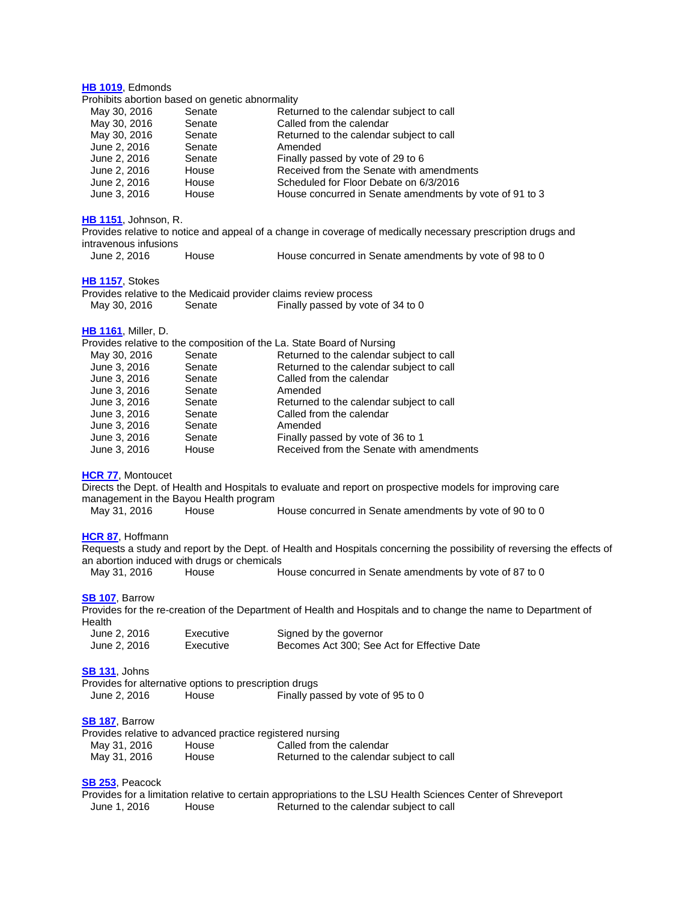**HB 1019**, Edmonds

Prohibits abortion based on genetic abnormality

| | | |
|---|---|---|
| May 30, 2016 | Senate | Returned to the calendar subject to call |
| May 30, 2016 | Senate | Called from the calendar |
| May 30, 2016 | Senate | Returned to the calendar subject to call |
| June 2, 2016 | Senate | Amended |
| June 2, 2016 | Senate | Finally passed by vote of 29 to 6 |
| June 2, 2016 | House | Received from the Senate with amendments |
| June 2, 2016 | House | Scheduled for Floor Debate on 6/3/2016 |
| June 3, 2016 | House | House concurred in Senate amendments by vote of 91 to 3 |

**HB 1151**, Johnson, R.

Provides relative to notice and appeal of a change in coverage of medically necessary prescription drugs and intravenous infusions

| | | |
|---|---|---|
| June 2, 2016 | House | House concurred in Senate amendments by vote of 98 to 0 |

**HB 1157**, Stokes

Provides relative to the Medicaid provider claims review process

| | | |
|---|---|---|
| May 30, 2016 | Senate | Finally passed by vote of 34 to 0 |

**HB 1161**, Miller, D.

Provides relative to the composition of the La. State Board of Nursing

| | | |
|---|---|---|
| May 30, 2016 | Senate | Returned to the calendar subject to call |
| June 3, 2016 | Senate | Returned to the calendar subject to call |
| June 3, 2016 | Senate | Called from the calendar |
| June 3, 2016 | Senate | Amended |
| June 3, 2016 | Senate | Returned to the calendar subject to call |
| June 3, 2016 | Senate | Called from the calendar |
| June 3, 2016 | Senate | Amended |
| June 3, 2016 | Senate | Finally passed by vote of 36 to 1 |
| June 3, 2016 | House | Received from the Senate with amendments |

**HCR 77**, Montoucet

Directs the Dept. of Health and Hospitals to evaluate and report on prospective models for improving care management in the Bayou Health program

| | | |
|---|---|---|
| May 31, 2016 | House | House concurred in Senate amendments by vote of 90 to 0 |

**HCR 87**, Hoffmann

Requests a study and report by the Dept. of Health and Hospitals concerning the possibility of reversing the effects of an abortion induced with drugs or chemicals

| | | |
|---|---|---|
| May 31, 2016 | House | House concurred in Senate amendments by vote of 87 to 0 |

**SB 107**, Barrow

Provides for the re-creation of the Department of Health and Hospitals and to change the name to Department of Health

| | | |
|---|---|---|
| June 2, 2016 | Executive | Signed by the governor |
| June 2, 2016 | Executive | Becomes Act 300; See Act for Effective Date |

**SB 131**, Johns

Provides for alternative options to prescription drugs

| | | |
|---|---|---|
| June 2, 2016 | House | Finally passed by vote of 95 to 0 |

**SB 187**, Barrow

Provides relative to advanced practice registered nursing

| | | |
|---|---|---|
| May 31, 2016 | House | Called from the calendar |
| May 31, 2016 | House | Returned to the calendar subject to call |

**SB 253**, Peacock

Provides for a limitation relative to certain appropriations to the LSU Health Sciences Center of Shreveport

| | | |
|---|---|---|
| June 1, 2016 | House | Returned to the calendar subject to call |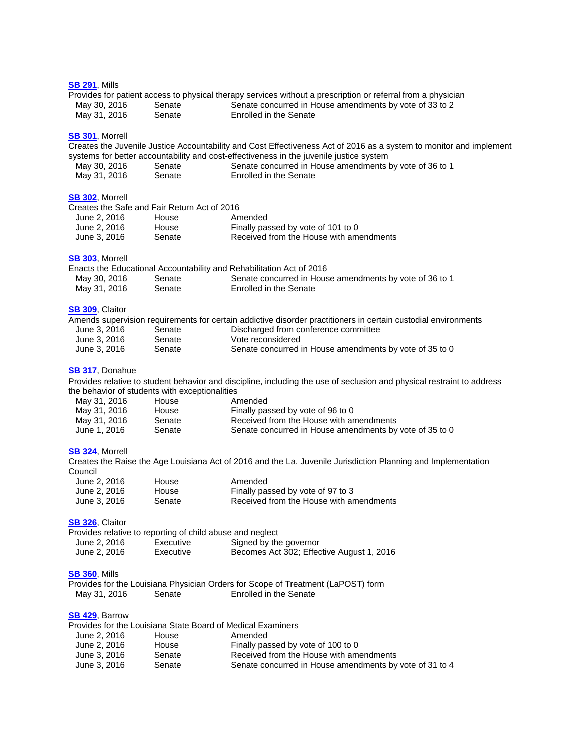**SB 291**, Mills
Provides for patient access to physical therapy services without a prescription or referral from a physician

| | | |
|---|---|---|
| May 30, 2016 | Senate | Senate concurred in House amendments by vote of 33 to 2 |
| May 31, 2016 | Senate | Enrolled in the Senate |

**SB 301**, Morrell
Creates the Juvenile Justice Accountability and Cost Effectiveness Act of 2016 as a system to monitor and implement systems for better accountability and cost-effectiveness in the juvenile justice system

| | | |
|---|---|---|
| May 30, 2016 | Senate | Senate concurred in House amendments by vote of 36 to 1 |
| May 31, 2016 | Senate | Enrolled in the Senate |

**SB 302**, Morrell
Creates the Safe and Fair Return Act of 2016

| | | |
|---|---|---|
| June 2, 2016 | House | Amended |
| June 2, 2016 | House | Finally passed by vote of 101 to 0 |
| June 3, 2016 | Senate | Received from the House with amendments |

**SB 303**, Morrell
Enacts the Educational Accountability and Rehabilitation Act of 2016

| | | |
|---|---|---|
| May 30, 2016 | Senate | Senate concurred in House amendments by vote of 36 to 1 |
| May 31, 2016 | Senate | Enrolled in the Senate |

**SB 309**, Claitor
Amends supervision requirements for certain addictive disorder practitioners in certain custodial environments

| | | |
|---|---|---|
| June 3, 2016 | Senate | Discharged from conference committee |
| June 3, 2016 | Senate | Vote reconsidered |
| June 3, 2016 | Senate | Senate concurred in House amendments by vote of 35 to 0 |

**SB 317**, Donahue
Provides relative to student behavior and discipline, including the use of seclusion and physical restraint to address the behavior of students with exceptionalities

| | | |
|---|---|---|
| May 31, 2016 | House | Amended |
| May 31, 2016 | House | Finally passed by vote of 96 to 0 |
| May 31, 2016 | Senate | Received from the House with amendments |
| June 1, 2016 | Senate | Senate concurred in House amendments by vote of 35 to 0 |

**SB 324**, Morrell
Creates the Raise the Age Louisiana Act of 2016 and the La. Juvenile Jurisdiction Planning and Implementation Council

| | | |
|---|---|---|
| June 2, 2016 | House | Amended |
| June 2, 2016 | House | Finally passed by vote of 97 to 3 |
| June 3, 2016 | Senate | Received from the House with amendments |

**SB 326**, Claitor
Provides relative to reporting of child abuse and neglect

| | | |
|---|---|---|
| June 2, 2016 | Executive | Signed by the governor |
| June 2, 2016 | Executive | Becomes Act 302; Effective August 1, 2016 |

**SB 360**, Mills
Provides for the Louisiana Physician Orders for Scope of Treatment (LaPOST) form

| | | |
|---|---|---|
| May 31, 2016 | Senate | Enrolled in the Senate |

**SB 429**, Barrow
Provides for the Louisiana State Board of Medical Examiners

| | | |
|---|---|---|
| June 2, 2016 | House | Amended |
| June 2, 2016 | House | Finally passed by vote of 100 to 0 |
| June 3, 2016 | Senate | Received from the House with amendments |
| June 3, 2016 | Senate | Senate concurred in House amendments by vote of 31 to 4 |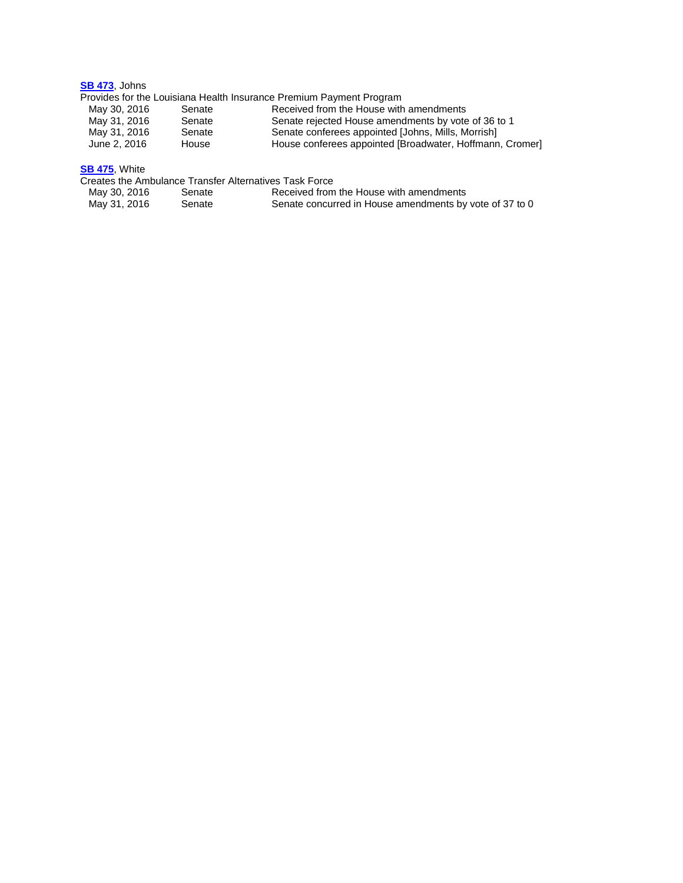**SB 473**, Johns

Provides for the Louisiana Health Insurance Premium Payment Program

| | | |
|---|---|---|
| May 30, 2016 | Senate | Received from the House with amendments |
| May 31, 2016 | Senate | Senate rejected House amendments by vote of 36 to 1 |
| May 31, 2016 | Senate | Senate conferees appointed [Johns, Mills, Morrish] |
| June 2, 2016 | House | House conferees appointed [Broadwater, Hoffmann, Cromer] |

**SB 475**, White

Creates the Ambulance Transfer Alternatives Task Force

| | | |
|---|---|---|
| May 30, 2016 | Senate | Received from the House with amendments |
| May 31, 2016 | Senate | Senate concurred in House amendments by vote of 37 to 0 |